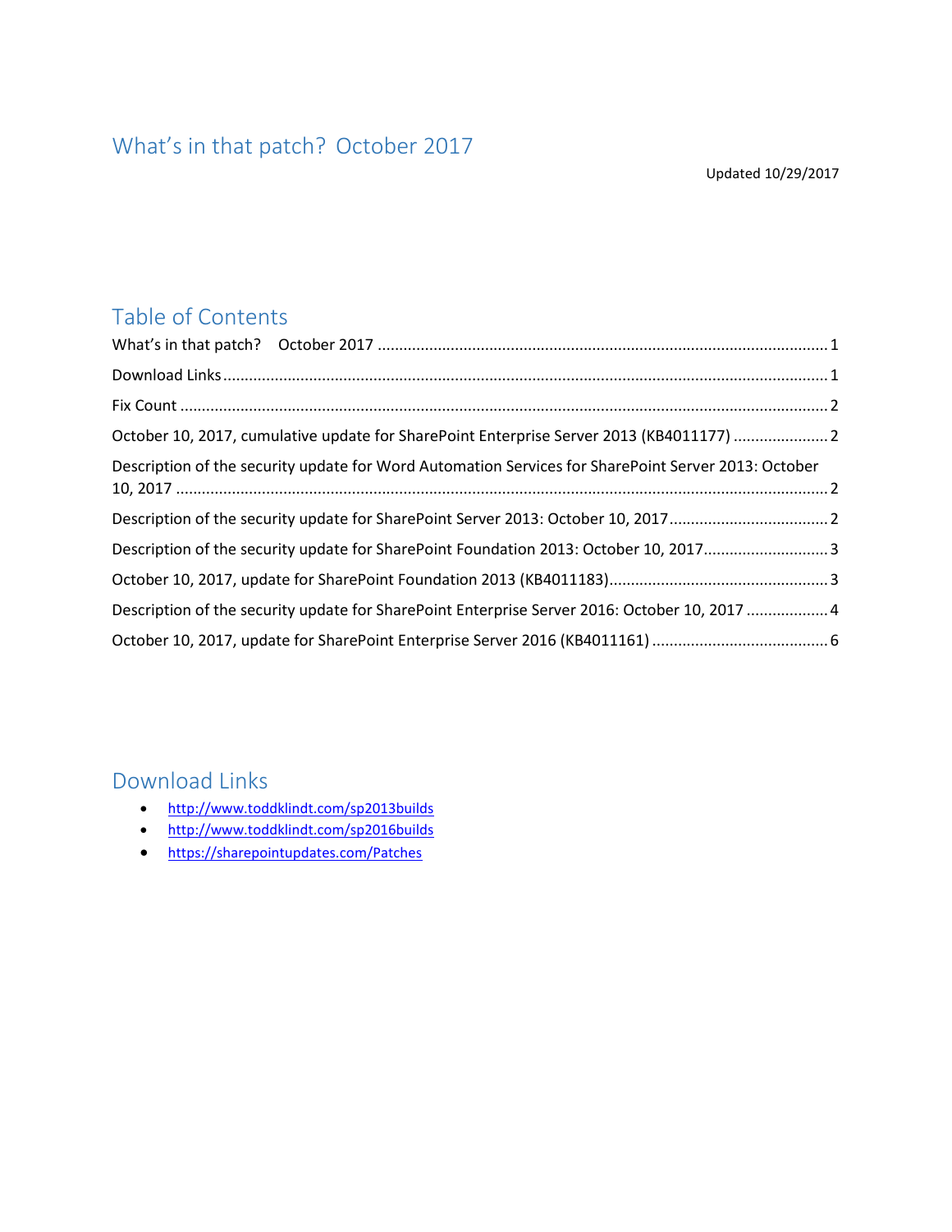# What's in that patch? October 2017

Updated 10/29/2017

## Table of Contents

What's in that patch? October 2017 ........................................................................................................ 1

Download Links ........................................................................................................................................ 1

Fix Count .................................................................................................................................................. 2

October 10, 2017, cumulative update for SharePoint Enterprise Server 2013 (KB4011177) ..................... 2

Description of the security update for Word Automation Services for SharePoint Server 2013: October 10, 2017 .................................................................................................................................................. 2

Description of the security update for SharePoint Server 2013: October 10, 2017 .................................... 2

Description of the security update for SharePoint Foundation 2013: October 10, 2017 ............................ 3

October 10, 2017, update for SharePoint Foundation 2013 (KB4011183) .................................................. 3

Description of the security update for SharePoint Enterprise Server 2016: October 10, 2017 .................. 4

October 10, 2017, update for SharePoint Enterprise Server 2016 (KB4011161) ........................................ 6

## Download Links

- http://www.toddklindt.com/sp2013builds
- http://www.toddklindt.com/sp2016builds
- https://sharepointupdates.com/Patches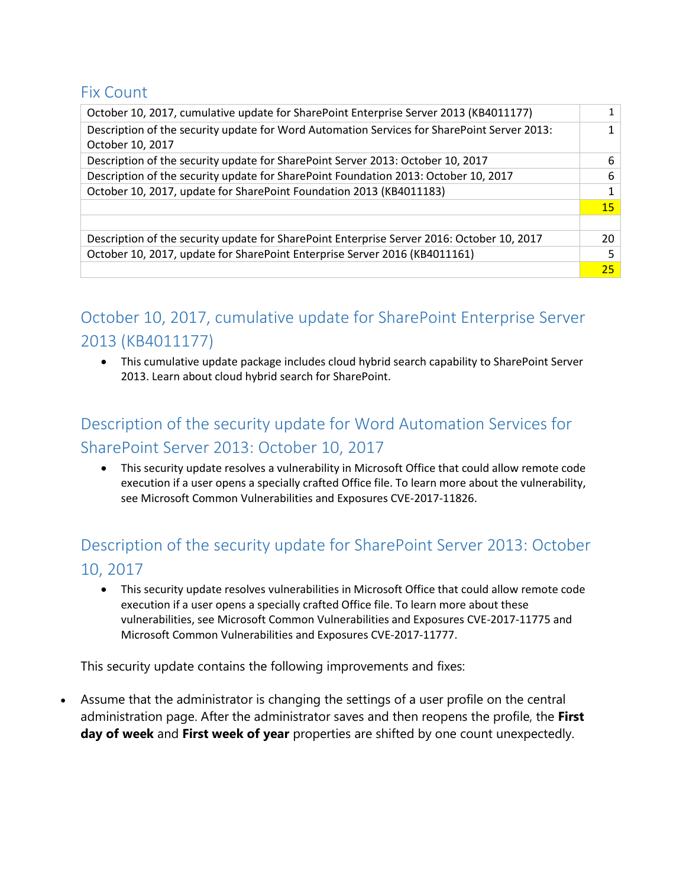## Fix Count

| | |
|---|---|
| October 10, 2017, cumulative update for SharePoint Enterprise Server 2013 (KB4011177) | 1 |
| Description of the security update for Word Automation Services for SharePoint Server 2013: October 10, 2017 | 1 |
| Description of the security update for SharePoint Server 2013: October 10, 2017 | 6 |
| Description of the security update for SharePoint Foundation 2013: October 10, 2017 | 6 |
| October 10, 2017, update for SharePoint Foundation 2013 (KB4011183) | 1 |
| | 15 |
| | |
| Description of the security update for SharePoint Enterprise Server 2016: October 10, 2017 | 20 |
| October 10, 2017, update for SharePoint Enterprise Server 2016 (KB4011161) | 5 |
| | 25 |

## October 10, 2017, cumulative update for SharePoint Enterprise Server 2013 (KB4011177)

- This cumulative update package includes cloud hybrid search capability to SharePoint Server 2013. Learn about cloud hybrid search for SharePoint.

## Description of the security update for Word Automation Services for SharePoint Server 2013: October 10, 2017

- This security update resolves a vulnerability in Microsoft Office that could allow remote code execution if a user opens a specially crafted Office file. To learn more about the vulnerability, see Microsoft Common Vulnerabilities and Exposures CVE-2017-11826.

## Description of the security update for SharePoint Server 2013: October 10, 2017

- This security update resolves vulnerabilities in Microsoft Office that could allow remote code execution if a user opens a specially crafted Office file. To learn more about these vulnerabilities, see Microsoft Common Vulnerabilities and Exposures CVE-2017-11775 and Microsoft Common Vulnerabilities and Exposures CVE-2017-11777.

This security update contains the following improvements and fixes:

- Assume that the administrator is changing the settings of a user profile on the central administration page. After the administrator saves and then reopens the profile, the **First day of week** and **First week of year** properties are shifted by one count unexpectedly.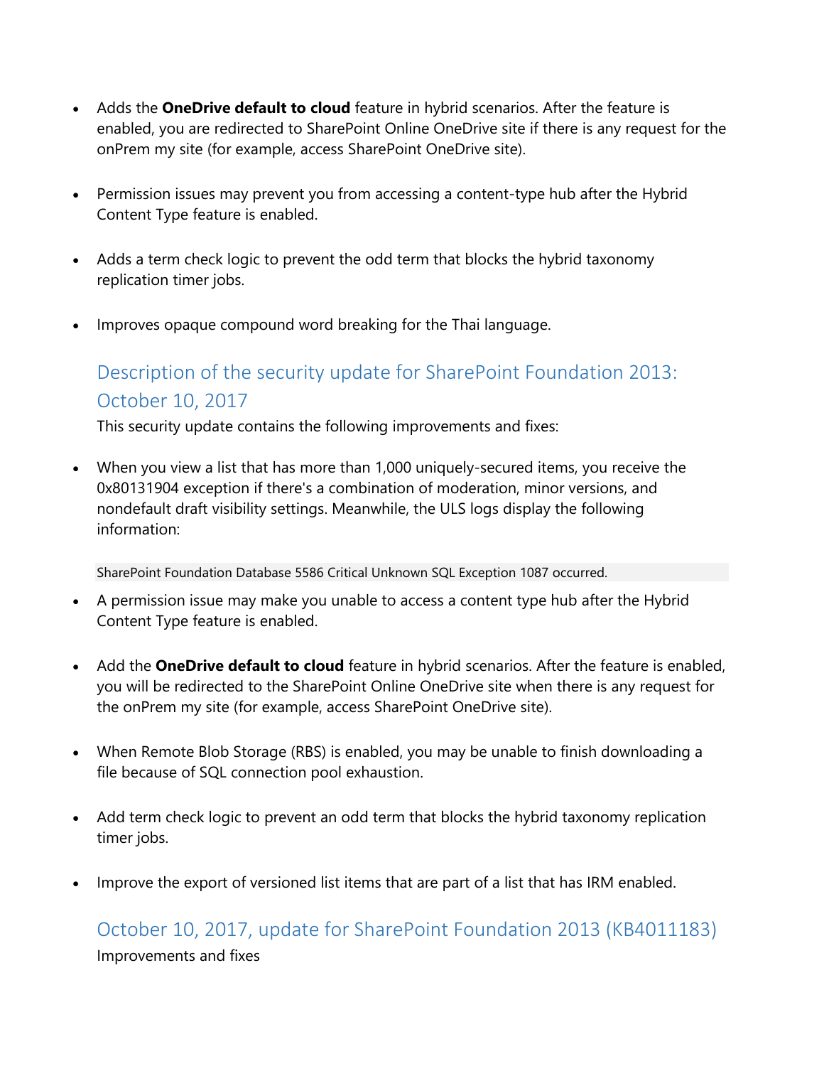- Adds the **OneDrive default to cloud** feature in hybrid scenarios. After the feature is enabled, you are redirected to SharePoint Online OneDrive site if there is any request for the onPrem my site (for example, access SharePoint OneDrive site).
- Permission issues may prevent you from accessing a content-type hub after the Hybrid Content Type feature is enabled.
- Adds a term check logic to prevent the odd term that blocks the hybrid taxonomy replication timer jobs.
- Improves opaque compound word breaking for the Thai language.

## Description of the security update for SharePoint Foundation 2013: October 10, 2017

This security update contains the following improvements and fixes:

- When you view a list that has more than 1,000 uniquely-secured items, you receive the 0x80131904 exception if there's a combination of moderation, minor versions, and nondefault draft visibility settings. Meanwhile, the ULS logs display the following information:

```
SharePoint Foundation Database 5586 Critical Unknown SQL Exception 1087 occurred.
```

- A permission issue may make you unable to access a content type hub after the Hybrid Content Type feature is enabled.
- Add the **OneDrive default to cloud** feature in hybrid scenarios. After the feature is enabled, you will be redirected to the SharePoint Online OneDrive site when there is any request for the onPrem my site (for example, access SharePoint OneDrive site).
- When Remote Blob Storage (RBS) is enabled, you may be unable to finish downloading a file because of SQL connection pool exhaustion.
- Add term check logic to prevent an odd term that blocks the hybrid taxonomy replication timer jobs.
- Improve the export of versioned list items that are part of a list that has IRM enabled.

## October 10, 2017, update for SharePoint Foundation 2013 (KB4011183)

Improvements and fixes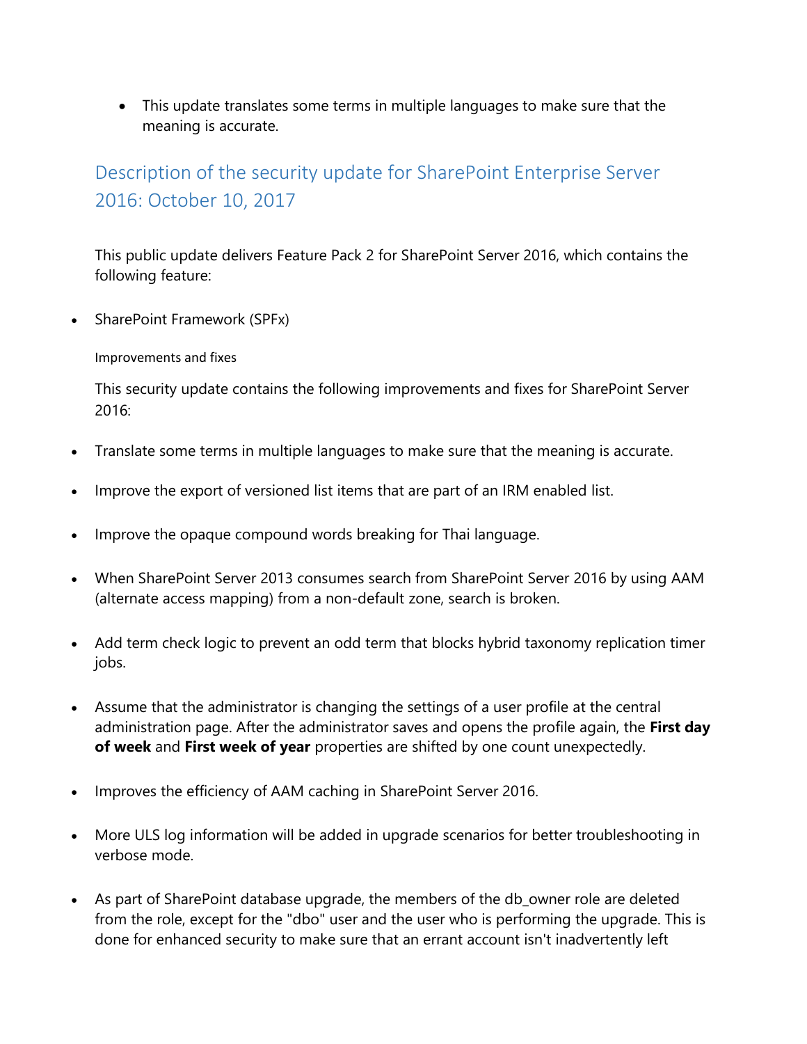- This update translates some terms in multiple languages to make sure that the meaning is accurate.

## Description of the security update for SharePoint Enterprise Server 2016: October 10, 2017

This public update delivers Feature Pack 2 for SharePoint Server 2016, which contains the following feature:

- SharePoint Framework (SPFx)

Improvements and fixes

This security update contains the following improvements and fixes for SharePoint Server 2016:

- Translate some terms in multiple languages to make sure that the meaning is accurate.
- Improve the export of versioned list items that are part of an IRM enabled list.
- Improve the opaque compound words breaking for Thai language.
- When SharePoint Server 2013 consumes search from SharePoint Server 2016 by using AAM (alternate access mapping) from a non-default zone, search is broken.
- Add term check logic to prevent an odd term that blocks hybrid taxonomy replication timer jobs.
- Assume that the administrator is changing the settings of a user profile at the central administration page. After the administrator saves and opens the profile again, the **First day of week** and **First week of year** properties are shifted by one count unexpectedly.
- Improves the efficiency of AAM caching in SharePoint Server 2016.
- More ULS log information will be added in upgrade scenarios for better troubleshooting in verbose mode.
- As part of SharePoint database upgrade, the members of the db_owner role are deleted from the role, except for the "dbo" user and the user who is performing the upgrade. This is done for enhanced security to make sure that an errant account isn't inadvertently left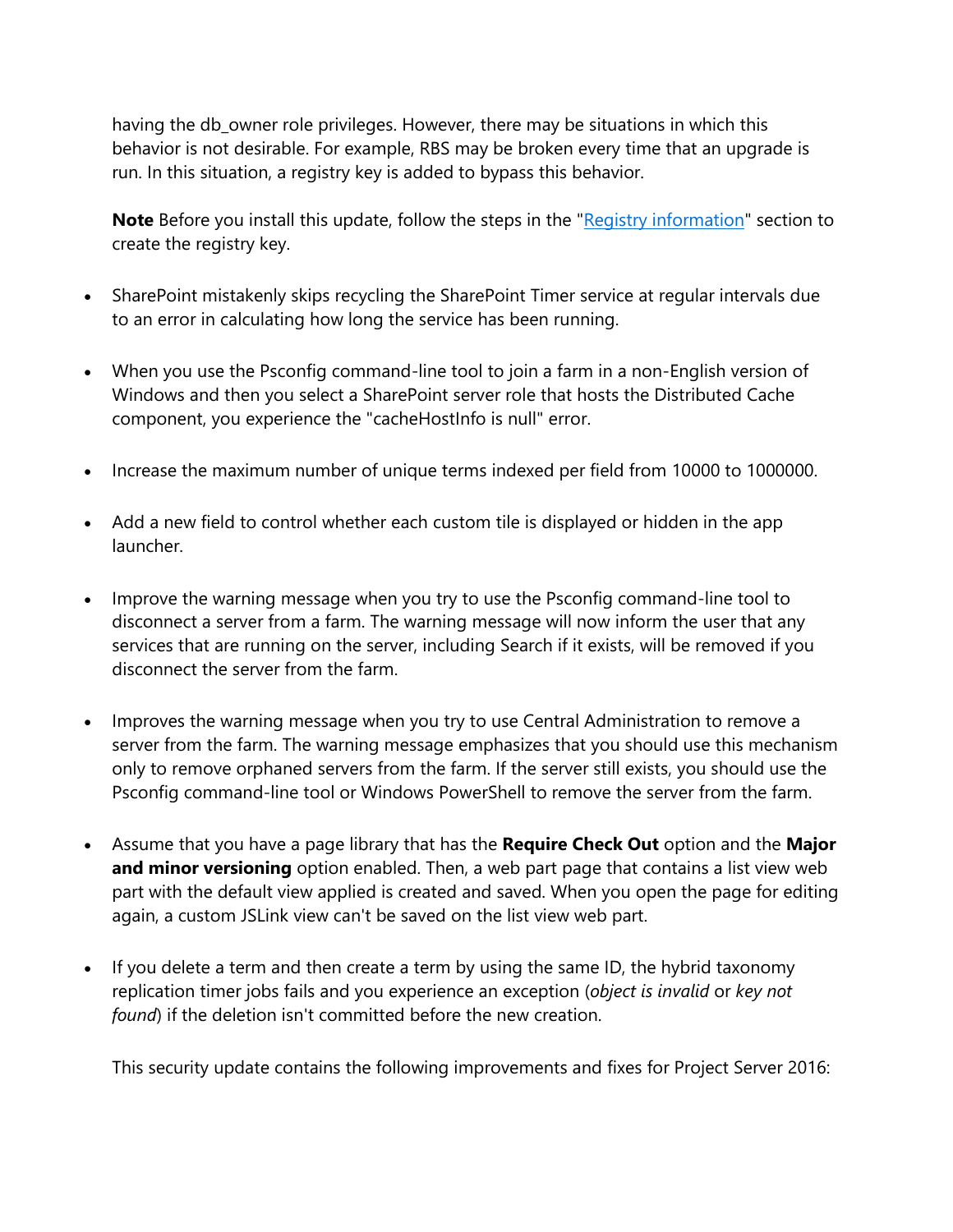having the db_owner role privileges. However, there may be situations in which this behavior is not desirable. For example, RBS may be broken every time that an upgrade is run. In this situation, a registry key is added to bypass this behavior.

**Note** Before you install this update, follow the steps in the "Registry information" section to create the registry key.

- SharePoint mistakenly skips recycling the SharePoint Timer service at regular intervals due to an error in calculating how long the service has been running.

- When you use the Psconfig command-line tool to join a farm in a non-English version of Windows and then you select a SharePoint server role that hosts the Distributed Cache component, you experience the "cacheHostInfo is null" error.

- Increase the maximum number of unique terms indexed per field from 10000 to 1000000.

- Add a new field to control whether each custom tile is displayed or hidden in the app launcher.

- Improve the warning message when you try to use the Psconfig command-line tool to disconnect a server from a farm. The warning message will now inform the user that any services that are running on the server, including Search if it exists, will be removed if you disconnect the server from the farm.

- Improves the warning message when you try to use Central Administration to remove a server from the farm. The warning message emphasizes that you should use this mechanism only to remove orphaned servers from the farm. If the server still exists, you should use the Psconfig command-line tool or Windows PowerShell to remove the server from the farm.

- Assume that you have a page library that has the **Require Check Out** option and the **Major and minor versioning** option enabled. Then, a web part page that contains a list view web part with the default view applied is created and saved. When you open the page for editing again, a custom JSLink view can't be saved on the list view web part.

- If you delete a term and then create a term by using the same ID, the hybrid taxonomy replication timer jobs fails and you experience an exception (*object is invalid* or *key not found*) if the deletion isn't committed before the new creation.

This security update contains the following improvements and fixes for Project Server 2016: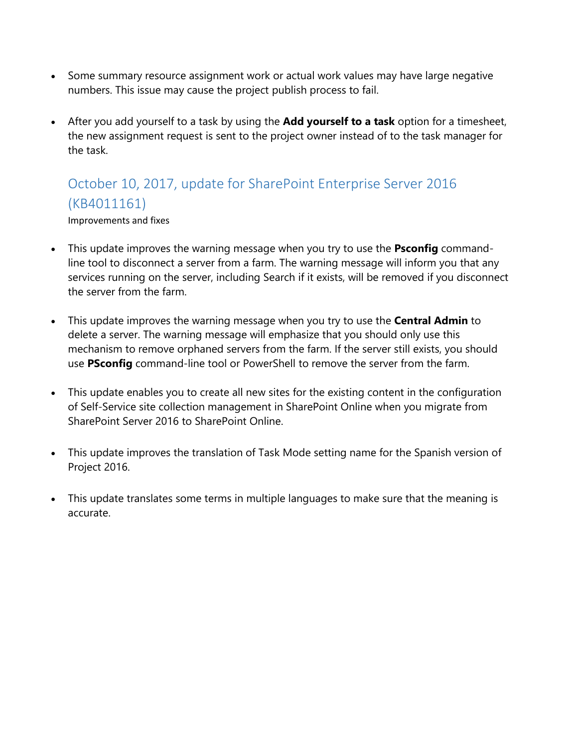- Some summary resource assignment work or actual work values may have large negative numbers. This issue may cause the project publish process to fail.

- After you add yourself to a task by using the **Add yourself to a task** option for a timesheet, the new assignment request is sent to the project owner instead of to the task manager for the task.

## October 10, 2017, update for SharePoint Enterprise Server 2016 (KB4011161)

Improvements and fixes

- This update improves the warning message when you try to use the **Psconfig** command-line tool to disconnect a server from a farm. The warning message will inform you that any services running on the server, including Search if it exists, will be removed if you disconnect the server from the farm.

- This update improves the warning message when you try to use the **Central Admin** to delete a server. The warning message will emphasize that you should only use this mechanism to remove orphaned servers from the farm. If the server still exists, you should use **PSconfig** command-line tool or PowerShell to remove the server from the farm.

- This update enables you to create all new sites for the existing content in the configuration of Self-Service site collection management in SharePoint Online when you migrate from SharePoint Server 2016 to SharePoint Online.

- This update improves the translation of Task Mode setting name for the Spanish version of Project 2016.

- This update translates some terms in multiple languages to make sure that the meaning is accurate.